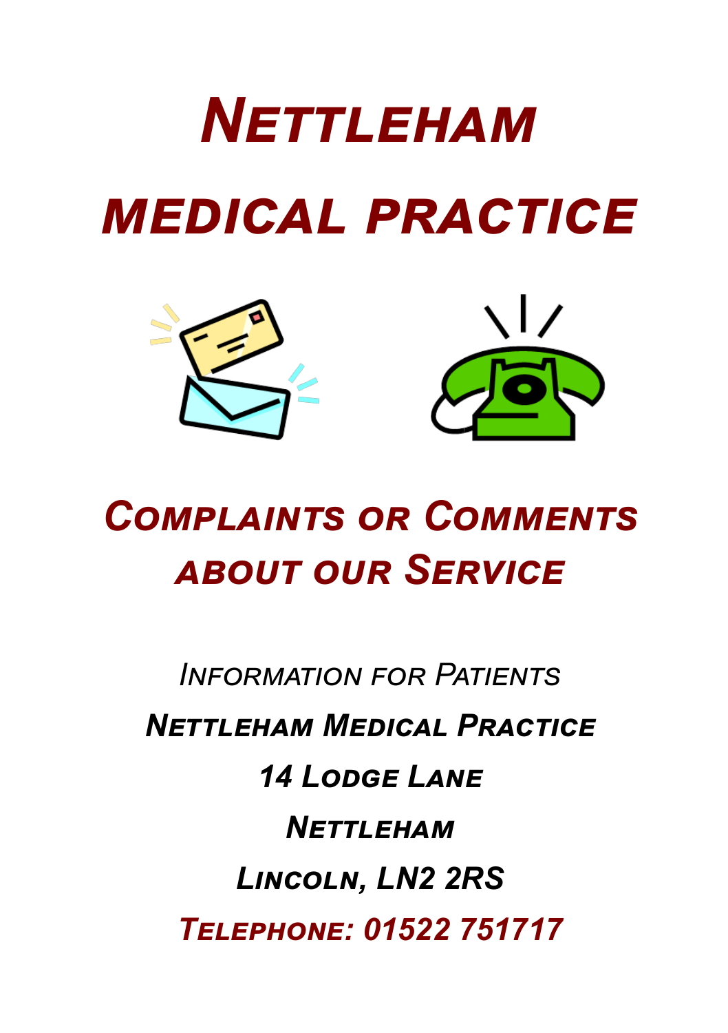# Nettleham Medical Practice

## Complaints or Comments about our Service

*Information for Patients*

***Nettleham Medical Practice***

***14 Lodge Lane***

***Nettleham***

***Lincoln, LN2 2RS***

***Telephone: 01522 751717***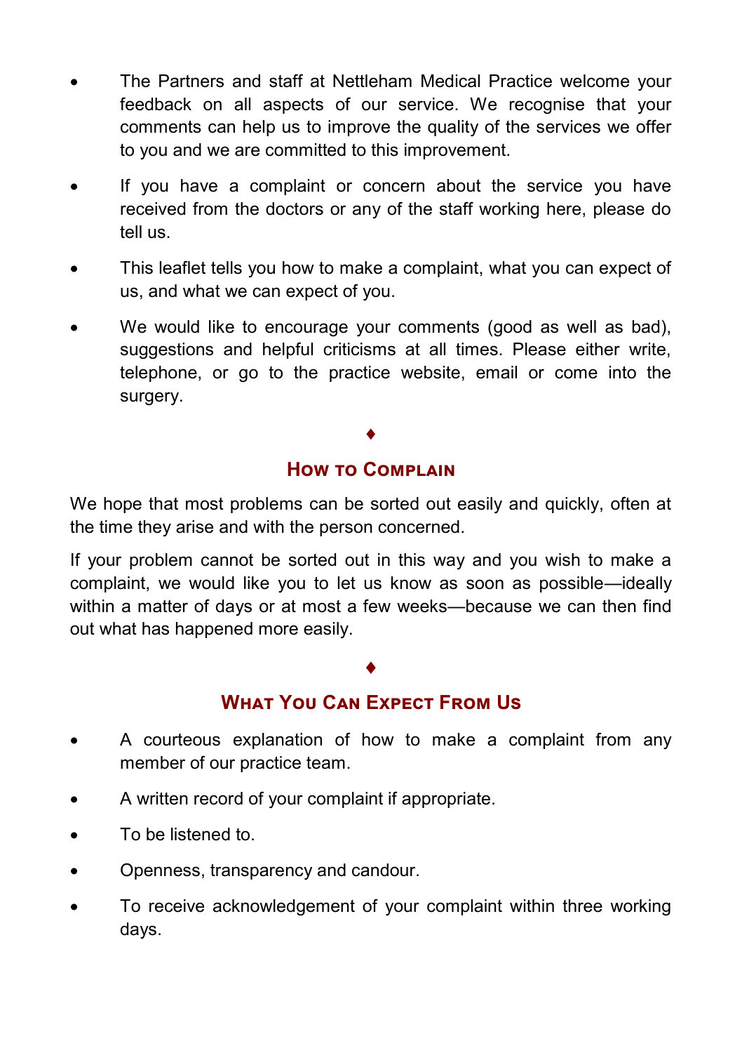- The Partners and staff at Nettleham Medical Practice welcome your feedback on all aspects of our service. We recognise that your comments can help us to improve the quality of the services we offer to you and we are committed to this improvement.
- If you have a complaint or concern about the service you have received from the doctors or any of the staff working here, please do tell us.
- This leaflet tells you how to make a complaint, what you can expect of us, and what we can expect of you.
- We would like to encourage your comments (good as well as bad), suggestions and helpful criticisms at all times. Please either write, telephone, or go to the practice website, email or come into the surgery.

♦

## How to Complain

We hope that most problems can be sorted out easily and quickly, often at the time they arise and with the person concerned.

If your problem cannot be sorted out in this way and you wish to make a complaint, we would like you to let us know as soon as possible—ideally within a matter of days or at most a few weeks—because we can then find out what has happened more easily.

♦

## What You Can Expect From Us

- A courteous explanation of how to make a complaint from any member of our practice team.
- A written record of your complaint if appropriate.
- To be listened to.
- Openness, transparency and candour.
- To receive acknowledgement of your complaint within three working days.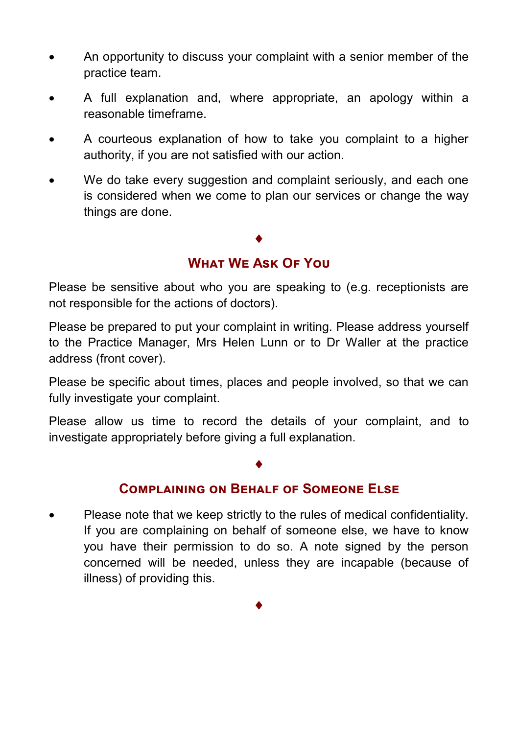- An opportunity to discuss your complaint with a senior member of the practice team.
- A full explanation and, where appropriate, an apology within a reasonable timeframe.
- A courteous explanation of how to take you complaint to a higher authority, if you are not satisfied with our action.
- We do take every suggestion and complaint seriously, and each one is considered when we come to plan our services or change the way things are done.

♦

## What We Ask Of You

Please be sensitive about who you are speaking to (e.g. receptionists are not responsible for the actions of doctors).

Please be prepared to put your complaint in writing. Please address yourself to the Practice Manager, Mrs Helen Lunn or to Dr Waller at the practice address (front cover).

Please be specific about times, places and people involved, so that we can fully investigate your complaint.

Please allow us time to record the details of your complaint, and to investigate appropriately before giving a full explanation.

♦

## Complaining on Behalf of Someone Else

- Please note that we keep strictly to the rules of medical confidentiality. If you are complaining on behalf of someone else, we have to know you have their permission to do so. A note signed by the person concerned will be needed, unless they are incapable (because of illness) of providing this.

♦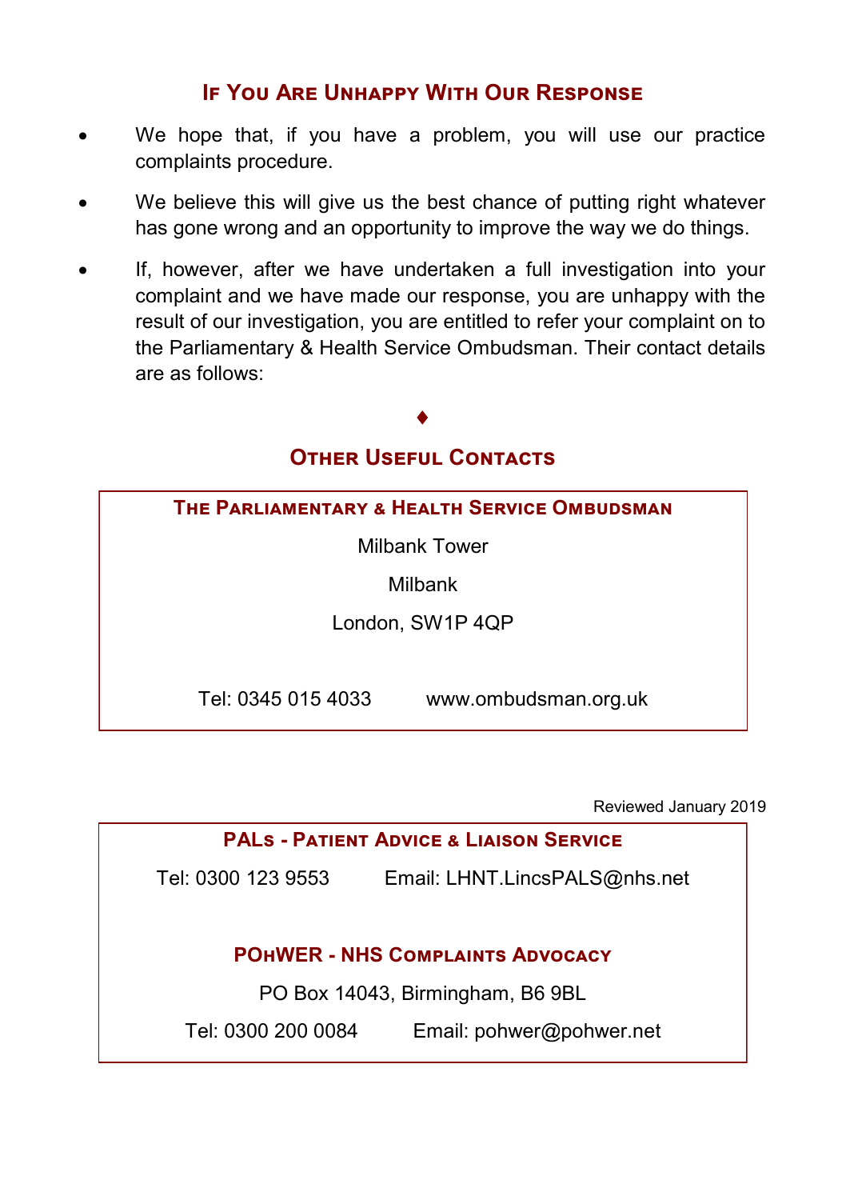## If You Are Unhappy With Our Response

- We hope that, if you have a problem, you will use our practice complaints procedure.
- We believe this will give us the best chance of putting right whatever has gone wrong and an opportunity to improve the way we do things.
- If, however, after we have undertaken a full investigation into your complaint and we have made our response, you are unhappy with the result of our investigation, you are entitled to refer your complaint on to the Parliamentary & Health Service Ombudsman. Their contact details are as follows:

♦

## Other Useful Contacts

### The Parliamentary & Health Service Ombudsman

Milbank Tower

Milbank

London, SW1P 4QP

Tel: 0345 015 4033    www.ombudsman.org.uk

Reviewed January 2019

### PALs - Patient Advice & Liaison Service

Tel: 0300 123 9553    Email: LHNT.LincsPALS@nhs.net

### POhWER - NHS Complaints Advocacy

PO Box 14043, Birmingham, B6 9BL

Tel: 0300 200 0084    Email: pohwer@pohwer.net